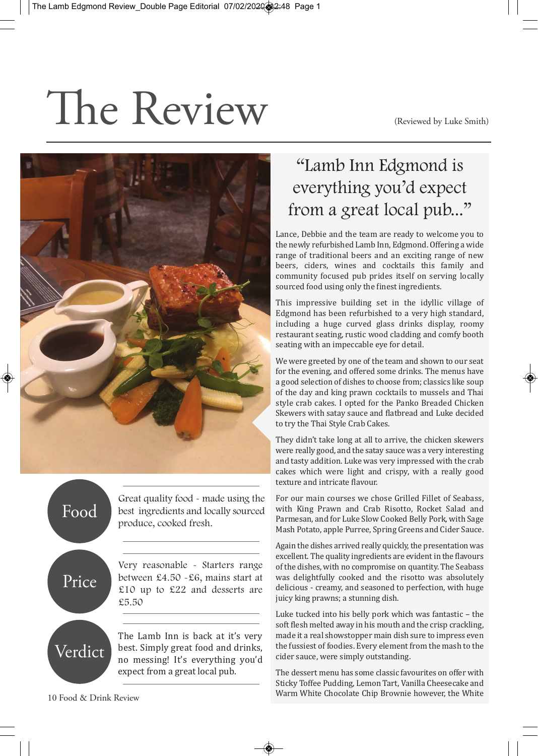# The Review

(Reviewed by Luke Smith)

## "Lamb Inn Edgmond is everything you'd expect from a great local pub..."

Lance, Debbie and the team are ready to welcome you to the newly refurbished Lamb Inn, Edgmond. Offering a wide range of traditional beers and an exciting range of new beers, ciders, wines and cocktails this family and community focused pub prides itself on serving locally sourced food using only the finest ingredients.

This impressive building set in the idyllic village of Edgmond has been refurbished to a very high standard, including a huge curved glass drinks display, roomy restaurant seating, rustic wood cladding and comfy booth seating with an impeccable eye for detail.

We were greeted by one of the team and shown to our seat for the evening, and offered some drinks. The menus have a good selection of dishes to choose from; classics like soup of the day and king prawn cocktails to mussels and Thai style crab cakes. I opted for the Panko Breaded Chicken Skewers with satay sauce and flatbread and Luke decided to try the Thai Style Crab Cakes.

They didn't take long at all to arrive, the chicken skewers were really good, and the satay sauce was a very interesting and tasty addition. Luke was very impressed with the crab cakes which were light and crispy, with a really good texture and intricate flavour.

For our main courses we chose Grilled Fillet of Seabass, with King Prawn and Crab Risotto, Rocket Salad and Parmesan, and for Luke Slow Cooked Belly Pork, with Sage Mash Potato, apple Puree, Spring Greens and Cider Sauce.

Again the dishes arrived really quickly, the presentation was excellent. The quality ingredients are evident in the flavours of the dishes, with no compromise on quantity. The Seabass was delightfully cooked and the risotto was absolutely delicious - creamy, and seasoned to perfection, with huge juicy king prawns; a stunning dish.

Luke tucked into his belly pork which was fantastic – the soft flesh melted away in his mouth and the crisp crackling, made it a real showstopper main dish sure to impress even the fussiest of foodies. Every element from the mash to the cider sauce, were simply outstanding.

The dessert menu has some classic favourites on offer with Sticky Toffee Pudding, Lemon Tart, Vanilla Cheesecake and Warm White Chocolate Chip Brownie however, the White

**Food**

Great quality food - made using the best ingredients and locally sourced produce, cooked fresh.

**Price**

Very reasonable - Starters range between £4.50 -£6, mains start at £10 up to £22 and desserts are £5.50

**Verdict**

The Lamb Inn is back at it's very best. Simply great food and drinks, no messing! It's everything you'd expect from a great local pub.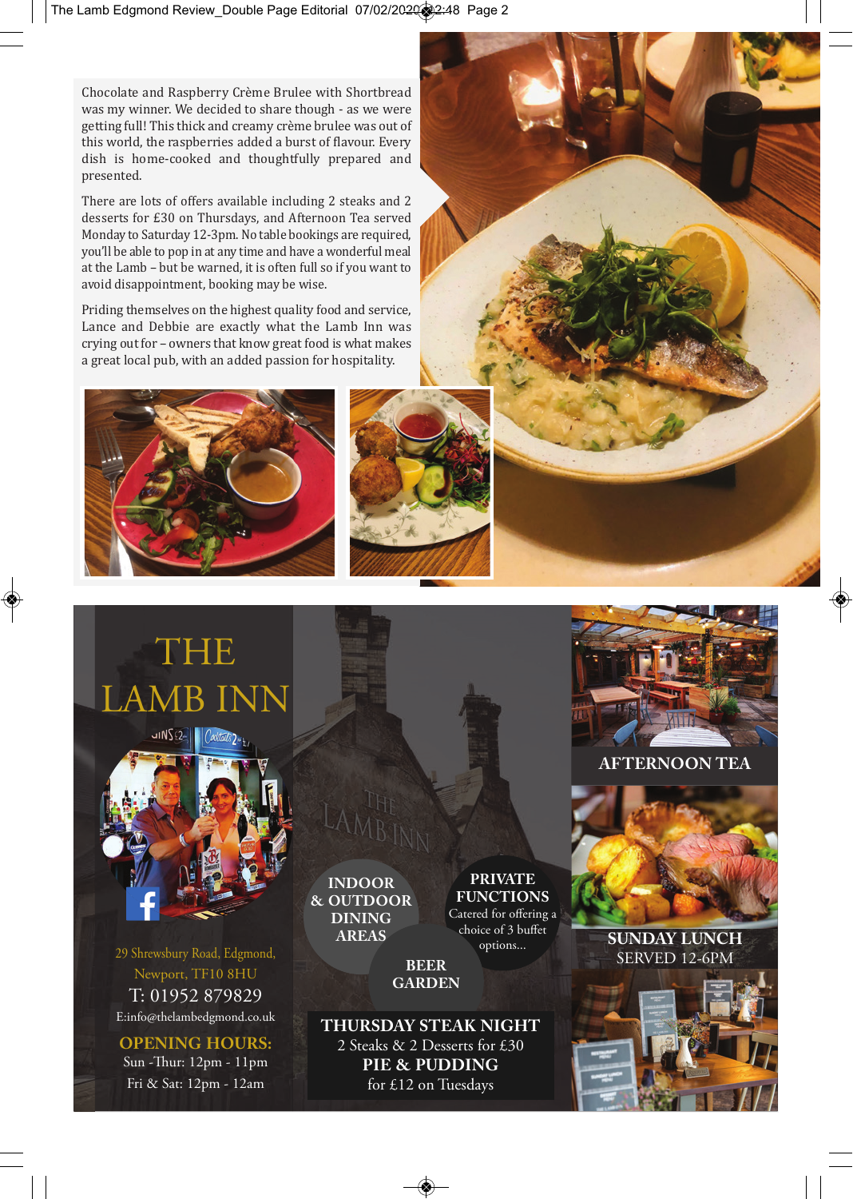Chocolate and Raspberry Crème Brulee with Shortbread was my winner. We decided to share though - as we were getting full! This thick and creamy crème brulee was out of this world, the raspberries added a burst of flavour. Every dish is home-cooked and thoughtfully prepared and presented.

There are lots of offers available including 2 steaks and 2 desserts for £30 on Thursdays, and Afternoon Tea served Monday to Saturday 12-3pm. No table bookings are required, you'll be able to pop in at any time and have a wonderful meal at the Lamb – but be warned, it is often full so if you want to avoid disappointment, booking may be wise.

Priding themselves on the highest quality food and service, Lance and Debbie are exactly what the Lamb Inn was crying out for – owners that know great food is what makes a great local pub, with an added passion for hospitality.

# THE LAMB INN

29 Shrewsbury Road, Edgmond, Newport, TF10 8HU

T: 01952 879829

E:info@thelambedgmond.co.uk

**OPENING HOURS:**

Sun -Thur: 12pm - 11pm

Fri & Sat: 12pm - 12am

**INDOOR & OUTDOOR DINING AREAS**

**PRIVATE FUNCTIONS**
Catered for offering a choice of 3 buffet options...

**BEER GARDEN**

**THURSDAY STEAK NIGHT**
2 Steaks & 2 Desserts for £30

**PIE & PUDDING**
for £12 on Tuesdays

**AFTERNOON TEA**

**SUNDAY LUNCH**
SERVED 12-6PM